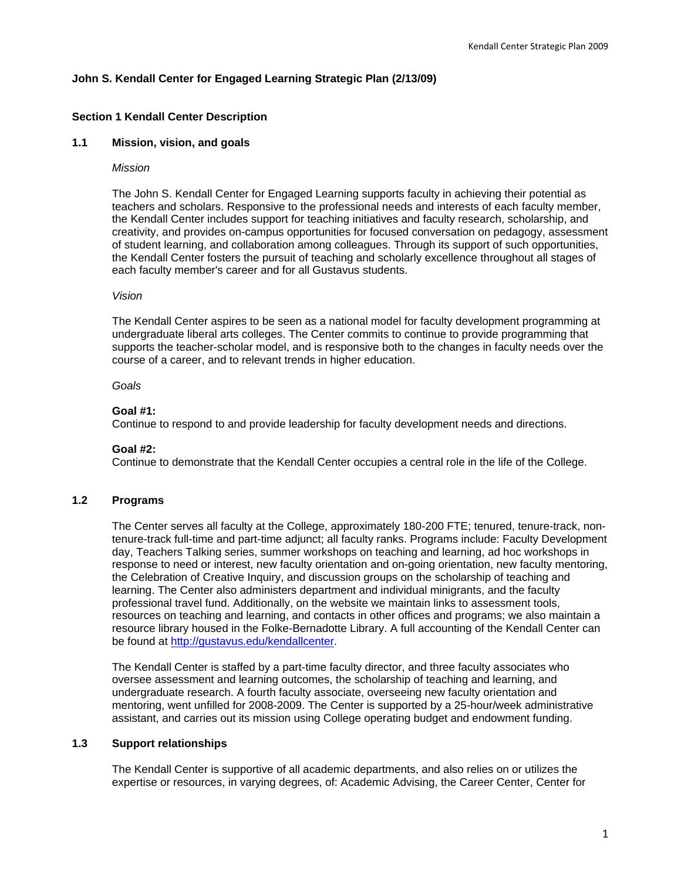## John S. Kendall Center for Engaged Learning Strategic Plan (2/13/09)

### Section 1 Kendall Center Description

#### 1.1 Mission, vision, and goals

*Mission*

The John S. Kendall Center for Engaged Learning supports faculty in achieving their potential as teachers and scholars. Responsive to the professional needs and interests of each faculty member, the Kendall Center includes support for teaching initiatives and faculty research, scholarship, and creativity, and provides on-campus opportunities for focused conversation on pedagogy, assessment of student learning, and collaboration among colleagues. Through its support of such opportunities, the Kendall Center fosters the pursuit of teaching and scholarly excellence throughout all stages of each faculty member's career and for all Gustavus students.

*Vision*

The Kendall Center aspires to be seen as a national model for faculty development programming at undergraduate liberal arts colleges. The Center commits to continue to provide programming that supports the teacher-scholar model, and is responsive both to the changes in faculty needs over the course of a career, and to relevant trends in higher education.

*Goals*

**Goal #1:**
Continue to respond to and provide leadership for faculty development needs and directions.

**Goal #2:**
Continue to demonstrate that the Kendall Center occupies a central role in the life of the College.

#### 1.2 Programs

The Center serves all faculty at the College, approximately 180-200 FTE; tenured, tenure-track, non-tenure-track full-time and part-time adjunct; all faculty ranks. Programs include: Faculty Development day, Teachers Talking series, summer workshops on teaching and learning, ad hoc workshops in response to need or interest, new faculty orientation and on-going orientation, new faculty mentoring, the Celebration of Creative Inquiry, and discussion groups on the scholarship of teaching and learning. The Center also administers department and individual minigrants, and the faculty professional travel fund. Additionally, on the website we maintain links to assessment tools, resources on teaching and learning, and contacts in other offices and programs; we also maintain a resource library housed in the Folke-Bernadotte Library. A full accounting of the Kendall Center can be found at [http://gustavus.edu/kendallcenter](http://gustavus.edu/kendallcenter).

The Kendall Center is staffed by a part-time faculty director, and three faculty associates who oversee assessment and learning outcomes, the scholarship of teaching and learning, and undergraduate research. A fourth faculty associate, overseeing new faculty orientation and mentoring, went unfilled for 2008-2009. The Center is supported by a 25-hour/week administrative assistant, and carries out its mission using College operating budget and endowment funding.

#### 1.3 Support relationships

The Kendall Center is supportive of all academic departments, and also relies on or utilizes the expertise or resources, in varying degrees, of: Academic Advising, the Career Center, Center for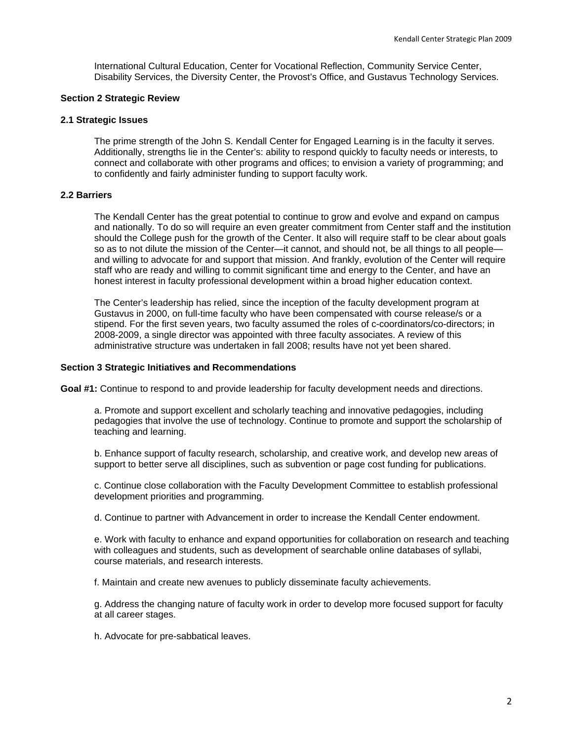International Cultural Education, Center for Vocational Reflection, Community Service Center, Disability Services, the Diversity Center, the Provost's Office, and Gustavus Technology Services.

## Section 2 Strategic Review

### 2.1 Strategic Issues

The prime strength of the John S. Kendall Center for Engaged Learning is in the faculty it serves. Additionally, strengths lie in the Center's: ability to respond quickly to faculty needs or interests, to connect and collaborate with other programs and offices; to envision a variety of programming; and to confidently and fairly administer funding to support faculty work.

### 2.2 Barriers

The Kendall Center has the great potential to continue to grow and evolve and expand on campus and nationally. To do so will require an even greater commitment from Center staff and the institution should the College push for the growth of the Center. It also will require staff to be clear about goals so as to not dilute the mission of the Center—it cannot, and should not, be all things to all people—and willing to advocate for and support that mission. And frankly, evolution of the Center will require staff who are ready and willing to commit significant time and energy to the Center, and have an honest interest in faculty professional development within a broad higher education context.

The Center's leadership has relied, since the inception of the faculty development program at Gustavus in 2000, on full-time faculty who have been compensated with course release/s or a stipend. For the first seven years, two faculty assumed the roles of c-coordinators/co-directors; in 2008-2009, a single director was appointed with three faculty associates. A review of this administrative structure was undertaken in fall 2008; results have not yet been shared.

## Section 3 Strategic Initiatives and Recommendations

**Goal #1:** Continue to respond to and provide leadership for faculty development needs and directions.

a. Promote and support excellent and scholarly teaching and innovative pedagogies, including pedagogies that involve the use of technology. Continue to promote and support the scholarship of teaching and learning.

b. Enhance support of faculty research, scholarship, and creative work, and develop new areas of support to better serve all disciplines, such as subvention or page cost funding for publications.

c. Continue close collaboration with the Faculty Development Committee to establish professional development priorities and programming.

d. Continue to partner with Advancement in order to increase the Kendall Center endowment.

e. Work with faculty to enhance and expand opportunities for collaboration on research and teaching with colleagues and students, such as development of searchable online databases of syllabi, course materials, and research interests.

f. Maintain and create new avenues to publicly disseminate faculty achievements.

g. Address the changing nature of faculty work in order to develop more focused support for faculty at all career stages.

h. Advocate for pre-sabbatical leaves.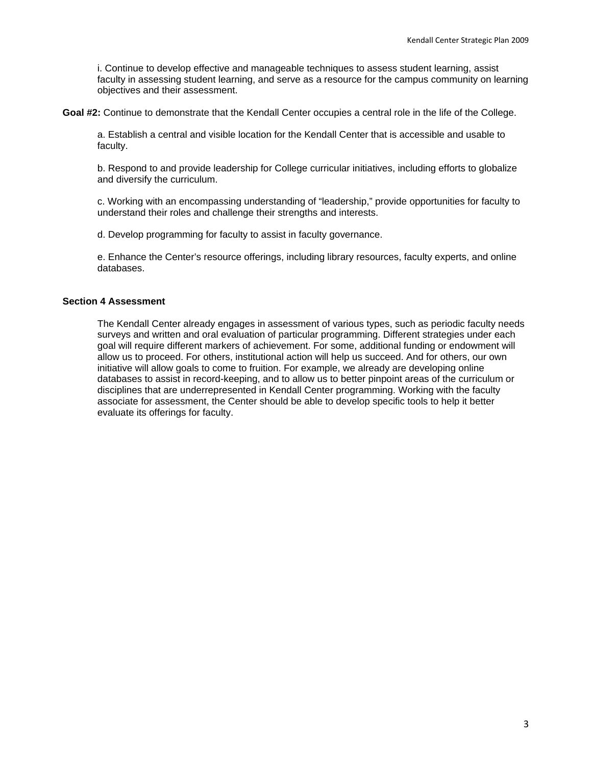i. Continue to develop effective and manageable techniques to assess student learning, assist faculty in assessing student learning, and serve as a resource for the campus community on learning objectives and their assessment.

**Goal #2:** Continue to demonstrate that the Kendall Center occupies a central role in the life of the College.

a. Establish a central and visible location for the Kendall Center that is accessible and usable to faculty.

b. Respond to and provide leadership for College curricular initiatives, including efforts to globalize and diversify the curriculum.

c. Working with an encompassing understanding of "leadership," provide opportunities for faculty to understand their roles and challenge their strengths and interests.

d. Develop programming for faculty to assist in faculty governance.

e. Enhance the Center's resource offerings, including library resources, faculty experts, and online databases.

### Section 4 Assessment

The Kendall Center already engages in assessment of various types, such as periodic faculty needs surveys and written and oral evaluation of particular programming. Different strategies under each goal will require different markers of achievement. For some, additional funding or endowment will allow us to proceed. For others, institutional action will help us succeed. And for others, our own initiative will allow goals to come to fruition. For example, we already are developing online databases to assist in record-keeping, and to allow us to better pinpoint areas of the curriculum or disciplines that are underrepresented in Kendall Center programming. Working with the faculty associate for assessment, the Center should be able to develop specific tools to help it better evaluate its offerings for faculty.